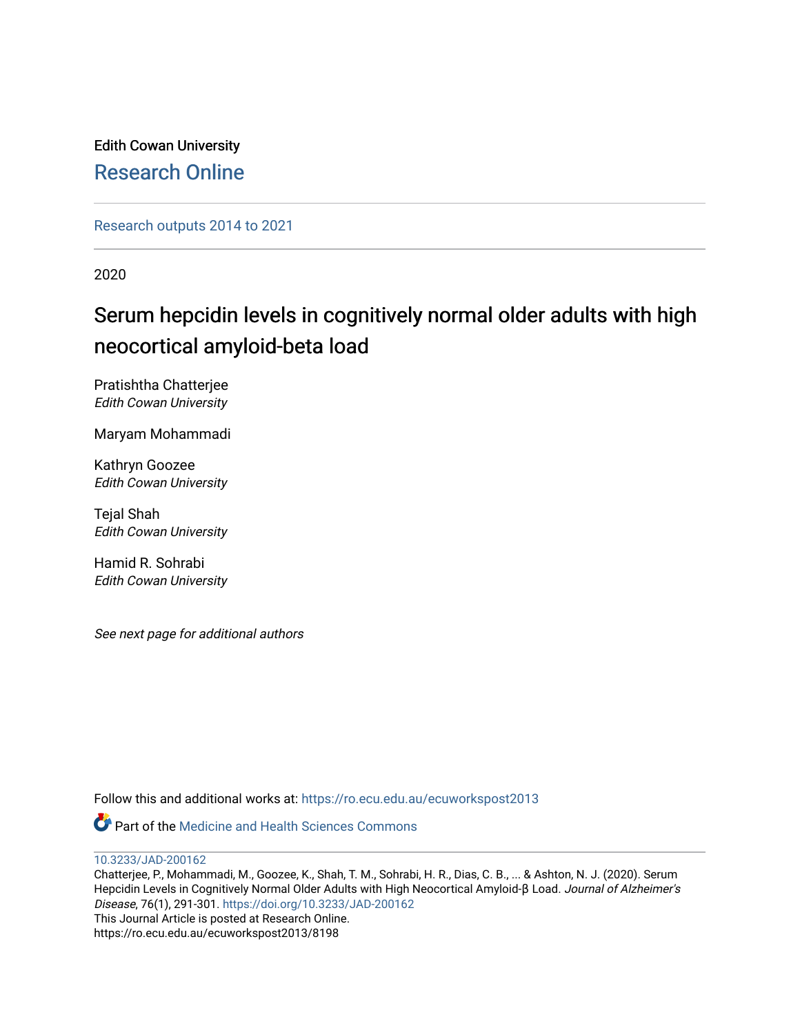Edith Cowan University

Research Online

Research outputs 2014 to 2021

2020

# Serum hepcidin levels in cognitively normal older adults with high neocortical amyloid-beta load

Pratishtha Chatterjee
*Edith Cowan University*

Maryam Mohammadi

Kathryn Goozee
*Edith Cowan University*

Tejal Shah
*Edith Cowan University*

Hamid R. Sohrabi
*Edith Cowan University*

*See next page for additional authors*

Follow this and additional works at: https://ro.ecu.edu.au/ecuworkspost2013

Part of the Medicine and Health Sciences Commons

10.3233/JAD-200162

Chatterjee, P., Mohammadi, M., Goozee, K., Shah, T. M., Sohrabi, H. R., Dias, C. B., ... & Ashton, N. J. (2020). Serum Hepcidin Levels in Cognitively Normal Older Adults with High Neocortical Amyloid-β Load. *Journal of Alzheimer's Disease*, 76(1), 291-301. https://doi.org/10.3233/JAD-200162

This Journal Article is posted at Research Online.

https://ro.ecu.edu.au/ecuworkspost2013/8198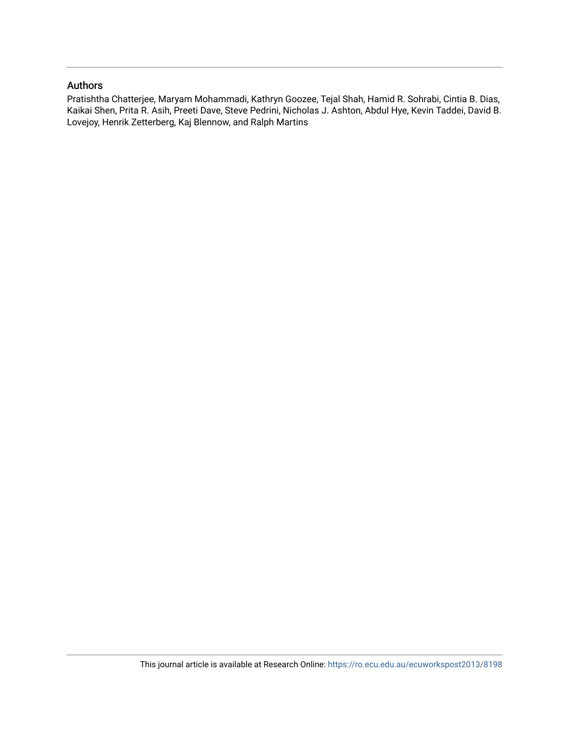## Authors

Pratishtha Chatterjee, Maryam Mohammadi, Kathryn Goozee, Tejal Shah, Hamid R. Sohrabi, Cintia B. Dias, Kaikai Shen, Prita R. Asih, Preeti Dave, Steve Pedrini, Nicholas J. Ashton, Abdul Hye, Kevin Taddei, David B. Lovejoy, Henrik Zetterberg, Kaj Blennow, and Ralph Martins

This journal article is available at Research Online: https://ro.ecu.edu.au/ecuworkspost2013/8198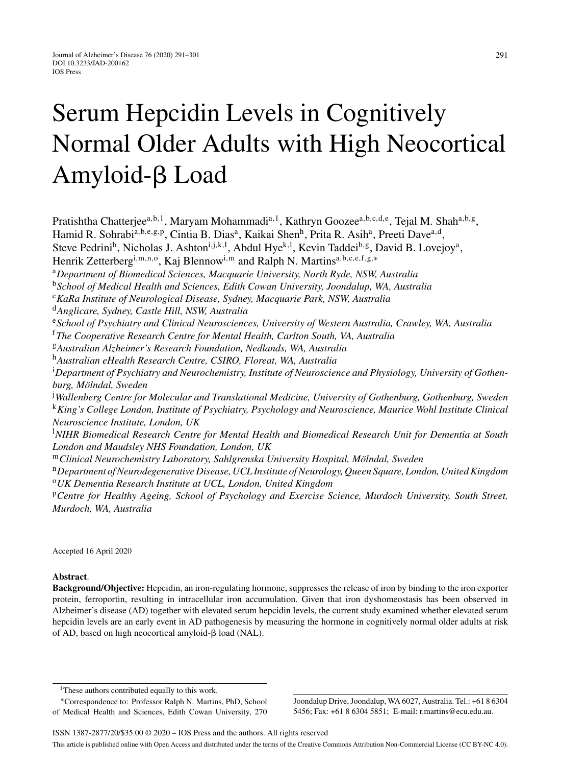# Serum Hepcidin Levels in Cognitively Normal Older Adults with High Neocortical Amyloid-β Load

Pratishtha Chatterjee[a,b,1], Maryam Mohammadi[a,1], Kathryn Goozee[a,b,c,d,e], Tejal M. Shah[a,b,g], Hamid R. Sohrabi[a,b,e,g,p], Cintia B. Dias[a], Kaikai Shen[h], Prita R. Asih[a], Preeti Dave[a,d], Steve Pedrini[b], Nicholas J. Ashton[i,j,k,l], Abdul Hye[k,l], Kevin Taddei[b,g], David B. Lovejoy[a], Henrik Zetterberg[i,m,n,o], Kaj Blennow[i,m] and Ralph N. Martins[a,b,c,e,f,g,*]

[a] *Department of Biomedical Sciences, Macquarie University, North Ryde, NSW, Australia*
[b] *School of Medical Health and Sciences, Edith Cowan University, Joondalup, WA, Australia*
[c] *KaRa Institute of Neurological Disease, Sydney, Macquarie Park, NSW, Australia*
[d] *Anglicare, Sydney, Castle Hill, NSW, Australia*
[e] *School of Psychiatry and Clinical Neurosciences, University of Western Australia, Crawley, WA, Australia*
[f] *The Cooperative Research Centre for Mental Health, Carlton South, VA, Australia*
[g] *Australian Alzheimer's Research Foundation, Nedlands, WA, Australia*
[h] *Australian eHealth Research Centre, CSIRO, Floreat, WA, Australia*
[i] *Department of Psychiatry and Neurochemistry, Institute of Neuroscience and Physiology, University of Gothenburg, Mölndal, Sweden*
[j] *Wallenberg Centre for Molecular and Translational Medicine, University of Gothenburg, Gothenburg, Sweden*
[k] *King's College London, Institute of Psychiatry, Psychology and Neuroscience, Maurice Wohl Institute Clinical Neuroscience Institute, London, UK*
[l] *NIHR Biomedical Research Centre for Mental Health and Biomedical Research Unit for Dementia at South London and Maudsley NHS Foundation, London, UK*
[m] *Clinical Neurochemistry Laboratory, Sahlgrenska University Hospital, Mölndal, Sweden*
[n] *Department of Neurodegenerative Disease, UCL Institute of Neurology, Queen Square, London, United Kingdom*
[o] *UK Dementia Research Institute at UCL, London, United Kingdom*
[p] *Centre for Healthy Ageing, School of Psychology and Exercise Science, Murdoch University, South Street, Murdoch, WA, Australia*

Accepted 16 April 2020

**Abstract**.
**Background/Objective:** Hepcidin, an iron-regulating hormone, suppresses the release of iron by binding to the iron exporter protein, ferroportin, resulting in intracellular iron accumulation. Given that iron dyshomeostasis has been observed in Alzheimer's disease (AD) together with elevated serum hepcidin levels, the current study examined whether elevated serum hepcidin levels are an early event in AD pathogenesis by measuring the hormone in cognitively normal older adults at risk of AD, based on high neocortical amyloid-β load (NAL).

[1] These authors contributed equally to this work.

*Correspondence to: Professor Ralph N. Martins, PhD, School of Medical Health and Sciences, Edith Cowan University, 270 Joondalup Drive, Joondalup, WA 6027, Australia. Tel.: +61 8 6304 5456; Fax: +61 8 6304 5851; E-mail: r.martins@ecu.edu.au.

ISSN 1387-2877/20/$35.00 © 2020 – IOS Press and the authors. All rights reserved

This article is published online with Open Access and distributed under the terms of the Creative Commons Attribution Non-Commercial License (CC BY-NC 4.0).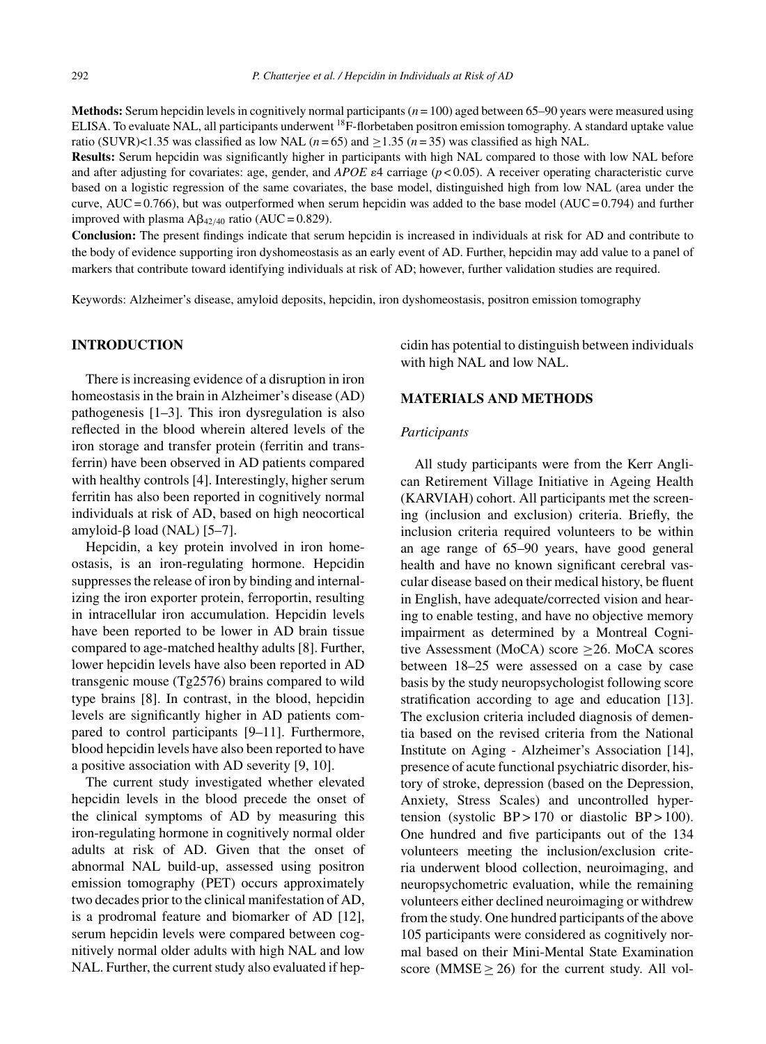**Methods:** Serum hepcidin levels in cognitively normal participants ($n = 100$) aged between 65–90 years were measured using ELISA. To evaluate NAL, all participants underwent $^{18}$F-florbetaben positron emission tomography. A standard uptake value ratio (SUVR)<1.35 was classified as low NAL ($n = 65$) and $\geq 1.35$ ($n = 35$) was classified as high NAL.

**Results:** Serum hepcidin was significantly higher in participants with high NAL compared to those with low NAL before and after adjusting for covariates: age, gender, and *APOE* $\varepsilon 4$ carriage ($p < 0.05$). A receiver operating characteristic curve based on a logistic regression of the same covariates, the base model, distinguished high from low NAL (area under the curve, AUC = 0.766), but was outperformed when serum hepcidin was added to the base model (AUC = 0.794) and further improved with plasma $A\beta_{42/40}$ ratio (AUC = 0.829).

**Conclusion:** The present findings indicate that serum hepcidin is increased in individuals at risk for AD and contribute to the body of evidence supporting iron dyshomeostasis as an early event of AD. Further, hepcidin may add value to a panel of markers that contribute toward identifying individuals at risk of AD; however, further validation studies are required.

Keywords: Alzheimer's disease, amyloid deposits, hepcidin, iron dyshomeostasis, positron emission tomography

## INTRODUCTION

There is increasing evidence of a disruption in iron homeostasis in the brain in Alzheimer's disease (AD) pathogenesis [1–3]. This iron dysregulation is also reflected in the blood wherein altered levels of the iron storage and transfer protein (ferritin and transferrin) have been observed in AD patients compared with healthy controls [4]. Interestingly, higher serum ferritin has also been reported in cognitively normal individuals at risk of AD, based on high neocortical amyloid-β load (NAL) [5–7].

Hepcidin, a key protein involved in iron homeostasis, is an iron-regulating hormone. Hepcidin suppresses the release of iron by binding and internalizing the iron exporter protein, ferroportin, resulting in intracellular iron accumulation. Hepcidin levels have been reported to be lower in AD brain tissue compared to age-matched healthy adults [8]. Further, lower hepcidin levels have also been reported in AD transgenic mouse (Tg2576) brains compared to wild type brains [8]. In contrast, in the blood, hepcidin levels are significantly higher in AD patients compared to control participants [9–11]. Furthermore, blood hepcidin levels have also been reported to have a positive association with AD severity [9, 10].

The current study investigated whether elevated hepcidin levels in the blood precede the onset of the clinical symptoms of AD by measuring this iron-regulating hormone in cognitively normal older adults at risk of AD. Given that the onset of abnormal NAL build-up, assessed using positron emission tomography (PET) occurs approximately two decades prior to the clinical manifestation of AD, is a prodromal feature and biomarker of AD [12], serum hepcidin levels were compared between cognitively normal older adults with high NAL and low NAL. Further, the current study also evaluated if hepcidin has potential to distinguish between individuals with high NAL and low NAL.

## MATERIALS AND METHODS

### *Participants*

All study participants were from the Kerr Anglican Retirement Village Initiative in Ageing Health (KARVIAH) cohort. All participants met the screening (inclusion and exclusion) criteria. Briefly, the inclusion criteria required volunteers to be within an age range of 65–90 years, have good general health and have no known significant cerebral vascular disease based on their medical history, be fluent in English, have adequate/corrected vision and hearing to enable testing, and have no objective memory impairment as determined by a Montreal Cognitive Assessment (MoCA) score $\geq 26$. MoCA scores between 18–25 were assessed on a case by case basis by the study neuropsychologist following score stratification according to age and education [13]. The exclusion criteria included diagnosis of dementia based on the revised criteria from the National Institute on Aging - Alzheimer's Association [14], presence of acute functional psychiatric disorder, history of stroke, depression (based on the Depression, Anxiety, Stress Scales) and uncontrolled hypertension (systolic BP > 170 or diastolic BP > 100). One hundred and five participants out of the 134 volunteers meeting the inclusion/exclusion criteria underwent blood collection, neuroimaging, and neuropsychometric evaluation, while the remaining volunteers either declined neuroimaging or withdrew from the study. One hundred participants of the above 105 participants were considered as cognitively normal based on their Mini-Mental State Examination score (MMSE $\geq 26$) for the current study. All vol-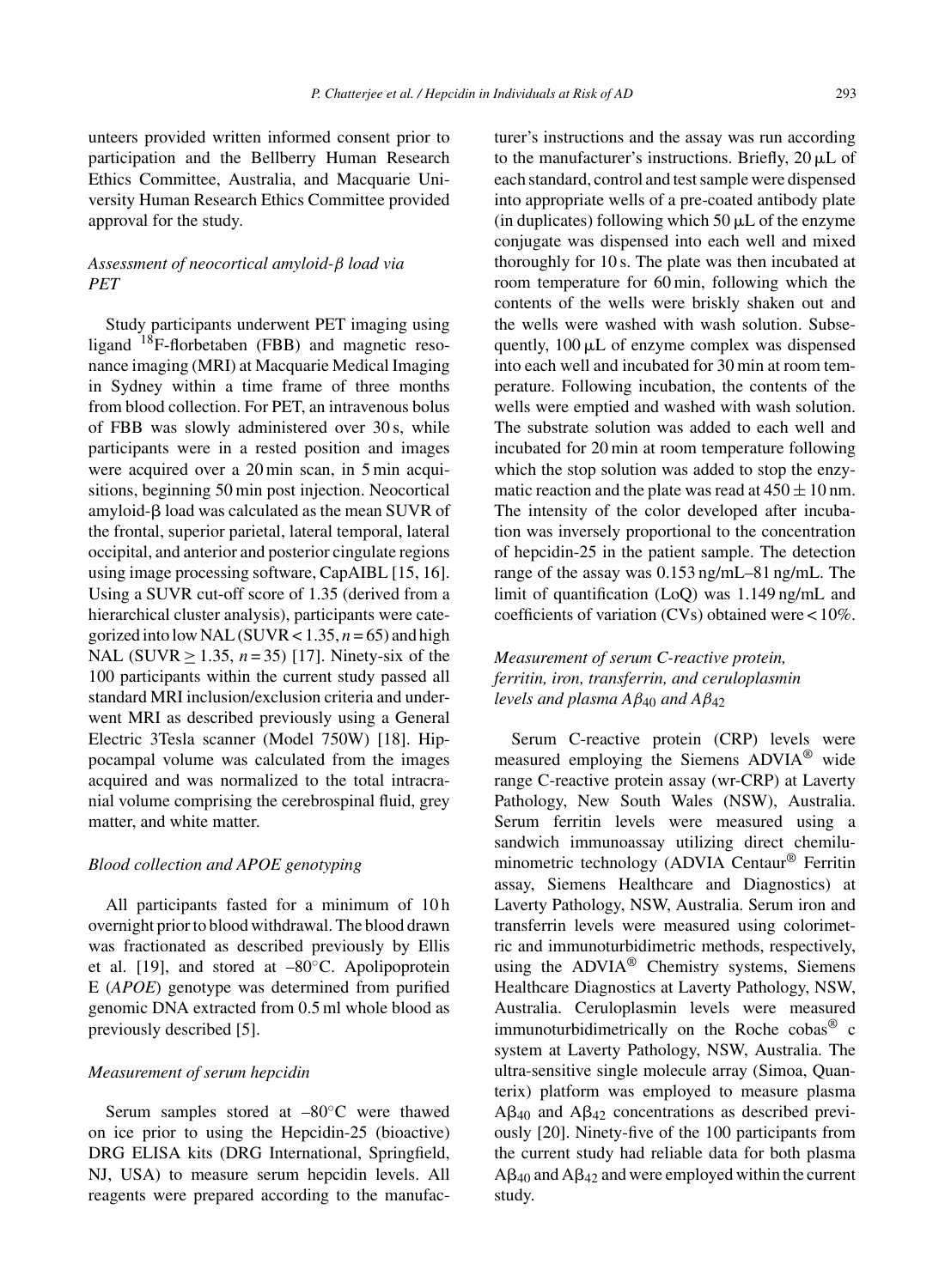unteers provided written informed consent prior to participation and the Bellberry Human Research Ethics Committee, Australia, and Macquarie University Human Research Ethics Committee provided approval for the study.

### *Assessment of neocortical amyloid-β load via PET*

Study participants underwent PET imaging using ligand $^{18}$F-florbetaben (FBB) and magnetic resonance imaging (MRI) at Macquarie Medical Imaging in Sydney within a time frame of three months from blood collection. For PET, an intravenous bolus of FBB was slowly administered over 30 s, while participants were in a rested position and images were acquired over a 20 min scan, in 5 min acquisitions, beginning 50 min post injection. Neocortical amyloid-β load was calculated as the mean SUVR of the frontal, superior parietal, lateral temporal, lateral occipital, and anterior and posterior cingulate regions using image processing software, CapAIBL [15, 16]. Using a SUVR cut-off score of 1.35 (derived from a hierarchical cluster analysis), participants were categorized into low NAL (SUVR < 1.35, $n = 65$) and high NAL (SUVR ≥ 1.35, $n = 35$) [17]. Ninety-six of the 100 participants within the current study passed all standard MRI inclusion/exclusion criteria and underwent MRI as described previously using a General Electric 3Tesla scanner (Model 750W) [18]. Hippocampal volume was calculated from the images acquired and was normalized to the total intracranial volume comprising the cerebrospinal fluid, grey matter, and white matter.

### *Blood collection and APOE genotyping*

All participants fasted for a minimum of 10 h overnight prior to blood withdrawal. The blood drawn was fractionated as described previously by Ellis et al. [19], and stored at –80°C. Apolipoprotein E (*APOE*) genotype was determined from purified genomic DNA extracted from 0.5 ml whole blood as previously described [5].

### *Measurement of serum hepcidin*

Serum samples stored at –80°C were thawed on ice prior to using the Hepcidin-25 (bioactive) DRG ELISA kits (DRG International, Springfield, NJ, USA) to measure serum hepcidin levels. All reagents were prepared according to the manufacturer's instructions and the assay was run according to the manufacturer's instructions. Briefly, 20 μL of each standard, control and test sample were dispensed into appropriate wells of a pre-coated antibody plate (in duplicates) following which 50 μL of the enzyme conjugate was dispensed into each well and mixed thoroughly for 10 s. The plate was then incubated at room temperature for 60 min, following which the contents of the wells were briskly shaken out and the wells were washed with wash solution. Subsequently, 100 μL of enzyme complex was dispensed into each well and incubated for 30 min at room temperature. Following incubation, the contents of the wells were emptied and washed with wash solution. The substrate solution was added to each well and incubated for 20 min at room temperature following which the stop solution was added to stop the enzymatic reaction and the plate was read at 450 ± 10 nm. The intensity of the color developed after incubation was inversely proportional to the concentration of hepcidin-25 in the patient sample. The detection range of the assay was 0.153 ng/mL–81 ng/mL. The limit of quantification (LoQ) was 1.149 ng/mL and coefficients of variation (CVs) obtained were < 10%.

### *Measurement of serum C-reactive protein, ferritin, iron, transferrin, and ceruloplasmin levels and plasma A$\beta_{40}$ and A$\beta_{42}$*

Serum C-reactive protein (CRP) levels were measured employing the Siemens ADVIA® wide range C-reactive protein assay (wr-CRP) at Laverty Pathology, New South Wales (NSW), Australia. Serum ferritin levels were measured using a sandwich immunoassay utilizing direct chemiluminometric technology (ADVIA Centaur® Ferritin assay, Siemens Healthcare and Diagnostics) at Laverty Pathology, NSW, Australia. Serum iron and transferrin levels were measured using colorimetric and immunoturbidimetric methods, respectively, using the ADVIA® Chemistry systems, Siemens Healthcare Diagnostics at Laverty Pathology, NSW, Australia. Ceruloplasmin levels were measured immunoturbidimetrically on the Roche cobas® c system at Laverty Pathology, NSW, Australia. The ultra-sensitive single molecule array (Simoa, Quanterix) platform was employed to measure plasma A$\beta_{40}$ and A$\beta_{42}$ concentrations as described previously [20]. Ninety-five of the 100 participants from the current study had reliable data for both plasma A$\beta_{40}$ and A$\beta_{42}$ and were employed within the current study.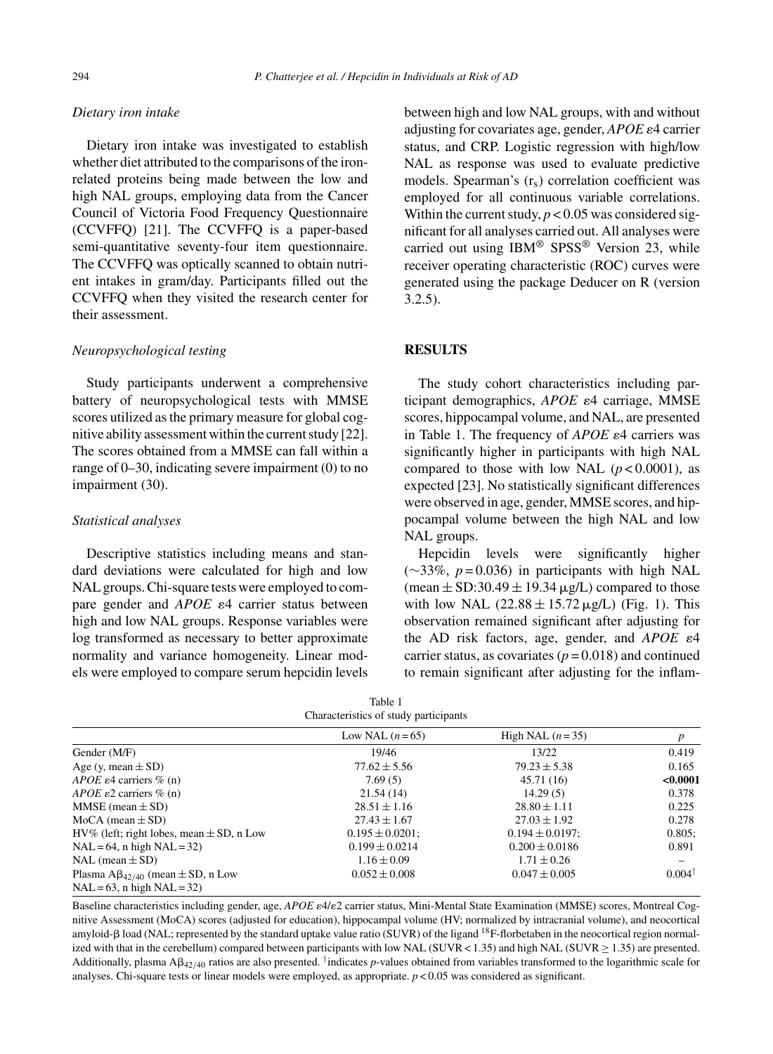### Dietary iron intake

Dietary iron intake was investigated to establish whether diet attributed to the comparisons of the iron-related proteins being made between the low and high NAL groups, employing data from the Cancer Council of Victoria Food Frequency Questionnaire (CCVFFQ) [21]. The CCVFFQ is a paper-based semi-quantitative seventy-four item questionnaire. The CCVFFQ was optically scanned to obtain nutrient intakes in gram/day. Participants filled out the CCVFFQ when they visited the research center for their assessment.

### Neuropsychological testing

Study participants underwent a comprehensive battery of neuropsychological tests with MMSE scores utilized as the primary measure for global cognitive ability assessment within the current study [22]. The scores obtained from a MMSE can fall within a range of 0–30, indicating severe impairment (0) to no impairment (30).

### Statistical analyses

Descriptive statistics including means and standard deviations were calculated for high and low NAL groups. Chi-square tests were employed to compare gender and *APOE* ε4 carrier status between high and low NAL groups. Response variables were log transformed as necessary to better approximate normality and variance homogeneity. Linear models were employed to compare serum hepcidin levels between high and low NAL groups, with and without adjusting for covariates age, gender, *APOE* ε4 carrier status, and CRP. Logistic regression with high/low NAL as response was used to evaluate predictive models. Spearman's ($r_s$) correlation coefficient was employed for all continuous variable correlations. Within the current study, $p < 0.05$ was considered significant for all analyses carried out. All analyses were carried out using IBM® SPSS® Version 23, while receiver operating characteristic (ROC) curves were generated using the package Deducer on R (version 3.2.5).

## RESULTS

The study cohort characteristics including participant demographics, *APOE* ε4 carriage, MMSE scores, hippocampal volume, and NAL, are presented in Table 1. The frequency of *APOE* ε4 carriers was significantly higher in participants with high NAL compared to those with low NAL ($p < 0.0001$), as expected [23]. No statistically significant differences were observed in age, gender, MMSE scores, and hippocampal volume between the high NAL and low NAL groups.

Hepcidin levels were significantly higher (~33%, $p = 0.036$) in participants with high NAL (mean ± SD: 30.49 ± 19.34 μg/L) compared to those with low NAL (22.88 ± 15.72 μg/L) (Fig. 1). This observation remained significant after adjusting for the AD risk factors, age, gender, and *APOE* ε4 carrier status, as covariates ($p = 0.018$) and continued to remain significant after adjusting for the inflam-

Table 1
Characteristics of study participants

| | Low NAL ($n = 65$) | High NAL ($n = 35$) | $p$ |
|---|---|---|---|
| Gender (M/F) | 19/46 | 13/22 | 0.419 |
| Age (y, mean ± SD) | 77.62 ± 5.56 | 79.23 ± 5.38 | 0.165 |
| *APOE* ε4 carriers % (n) | 7.69 (5) | 45.71 (16) | **<0.0001** |
| *APOE* ε2 carriers % (n) | 21.54 (14) | 14.29 (5) | 0.378 |
| MMSE (mean ± SD) | 28.51 ± 1.16 | 28.80 ± 1.11 | 0.225 |
| MoCA (mean ± SD) | 27.43 ± 1.67 | 27.03 ± 1.92 | 0.278 |
| HV% (left; right lobes, mean ± SD, n Low NAL = 64, n high NAL = 32) | 0.195 ± 0.0201; 0.199 ± 0.0214 | 0.194 ± 0.0197; 0.200 ± 0.0186 | 0.805; 0.891 |
| NAL (mean ± SD) | 1.16 ± 0.09 | 1.71 ± 0.26 | – |
| Plasma $A\beta_{42/40}$ (mean ± SD, n Low NAL = 63, n high NAL = 32) | 0.052 ± 0.008 | 0.047 ± 0.005 | 0.004† |

Baseline characteristics including gender, age, *APOE* ε4/ε2 carrier status, Mini-Mental State Examination (MMSE) scores, Montreal Cognitive Assessment (MoCA) scores (adjusted for education), hippocampal volume (HV; normalized by intracranial volume), and neocortical amyloid-β load (NAL; represented by the standard uptake value ratio (SUVR) of the ligand $^{18}$F-florbetaben in the neocortical region normalized with that in the cerebellum) compared between participants with low NAL (SUVR < 1.35) and high NAL (SUVR ≥ 1.35) are presented. Additionally, plasma $A\beta_{42/40}$ ratios are also presented. †indicates $p$-values obtained from variables transformed to the logarithmic scale for analyses. Chi-square tests or linear models were employed, as appropriate. $p < 0.05$ was considered as significant.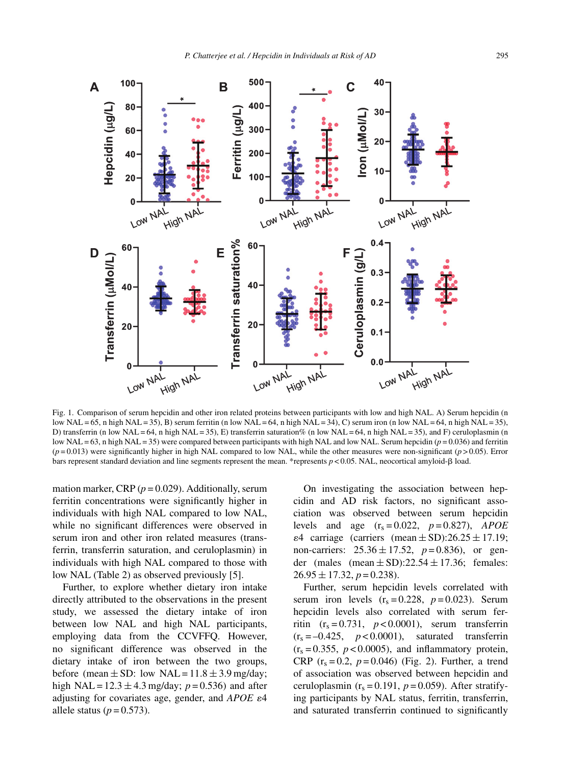Fig. 1. Comparison of serum hepcidin and other iron related proteins between participants with low and high NAL. A) Serum hepcidin (n low NAL = 65, n high NAL = 35), B) serum ferritin (n low NAL = 64, n high NAL = 34), C) serum iron (n low NAL = 64, n high NAL = 35), D) transferrin (n low NAL = 64, n high NAL = 35), E) transferrin saturation% (n low NAL = 64, n high NAL = 35), and F) ceruloplasmin (n low NAL = 63, n high NAL = 35) were compared between participants with high NAL and low NAL. Serum hepcidin ($p = 0.036$) and ferritin ($p = 0.013$) were significantly higher in high NAL compared to low NAL, while the other measures were non-significant ($p > 0.05$). Error bars represent standard deviation and line segments represent the mean. *represents $p < 0.05$. NAL, neocortical amyloid-β load.

mation marker, CRP ($p = 0.029$). Additionally, serum ferritin concentrations were significantly higher in individuals with high NAL compared to low NAL, while no significant differences were observed in serum iron and other iron related measures (transferrin, transferrin saturation, and ceruloplasmin) in individuals with high NAL compared to those with low NAL (Table 2) as observed previously [5].

Further, to explore whether dietary iron intake directly attributed to the observations in the present study, we assessed the dietary intake of iron between low NAL and high NAL participants, employing data from the CCVFFQ. However, no significant difference was observed in the dietary intake of iron between the two groups, before (mean ± SD: low NAL = 11.8 ± 3.9 mg/day; high NAL = 12.3 ± 4.3 mg/day; $p = 0.536$) and after adjusting for covariates age, gender, and *APOE* ε4 allele status ($p = 0.573$).

On investigating the association between hepcidin and AD risk factors, no significant association was observed between serum hepcidin levels and age ($r_s = 0.022$, $p = 0.827$), *APOE* ε4 carriage (carriers (mean ± SD):26.25 ± 17.19; non-carriers: 25.36 ± 17.52, $p = 0.836$), or gender (males (mean ± SD):22.54 ± 17.36; females: 26.95 ± 17.32, $p = 0.238$).

Further, serum hepcidin levels correlated with serum iron levels ($r_s = 0.228$, $p = 0.023$). Serum hepcidin levels also correlated with serum ferritin ($r_s = 0.731$, $p < 0.0001$), serum transferrin ($r_s = -0.425$, $p < 0.0001$), saturated transferrin ($r_s = 0.355$, $p < 0.0005$), and inflammatory protein, CRP ($r_s = 0.2$, $p = 0.046$) (Fig. 2). Further, a trend of association was observed between hepcidin and ceruloplasmin ($r_s = 0.191$, $p = 0.059$). After stratifying participants by NAL status, ferritin, transferrin, and saturated transferrin continued to significantly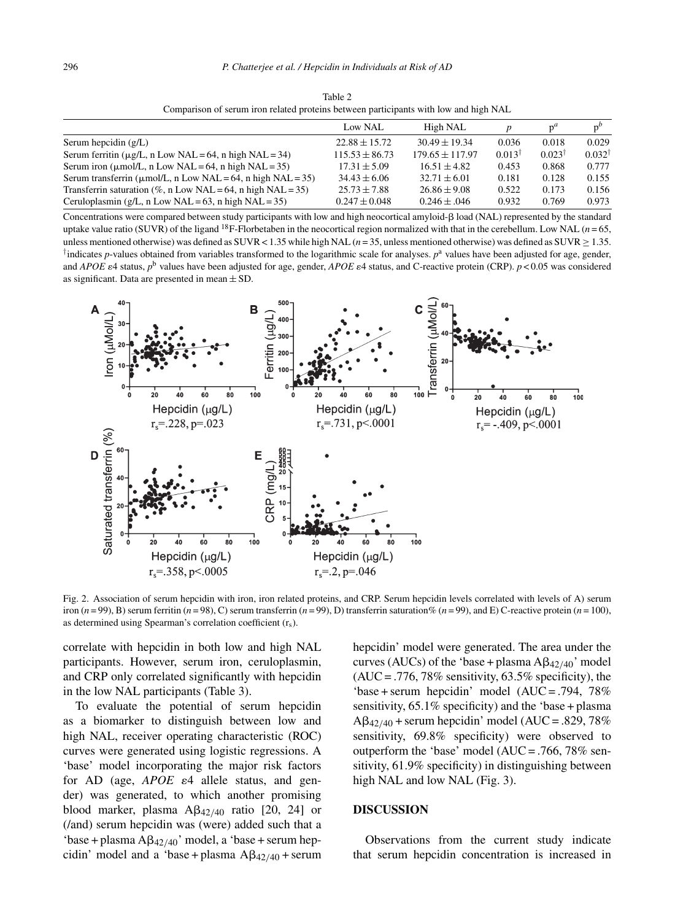Table 2
Comparison of serum iron related proteins between participants with low and high NAL

| | Low NAL | High NAL | $p$ | $p^a$ | $p^b$ |
|---|---|---|---|---|---|
| Serum hepcidin (g/L) | 22.88 ± 15.72 | 30.49 ± 19.34 | 0.036 | 0.018 | 0.029 |
| Serum ferritin (μg/L, n Low NAL = 64, n high NAL = 34) | 115.53 ± 86.73 | 179.65 ± 117.97 | 0.013† | 0.023† | 0.032† |
| Serum iron (μmol/L, n Low NAL = 64, n high NAL = 35) | 17.31 ± 5.09 | 16.51 ± 4.82 | 0.453 | 0.868 | 0.777 |
| Serum transferrin (μmol/L, n Low NAL = 64, n high NAL = 35) | 34.43 ± 6.06 | 32.71 ± 6.01 | 0.181 | 0.128 | 0.155 |
| Transferrin saturation (%, n Low NAL = 64, n high NAL = 35) | 25.73 ± 7.88 | 26.86 ± 9.08 | 0.522 | 0.173 | 0.156 |
| Ceruloplasmin (g/L, n Low NAL = 63, n high NAL = 35) | 0.247 ± 0.048 | 0.246 ± .046 | 0.932 | 0.769 | 0.973 |

Concentrations were compared between study participants with low and high neocortical amyloid-β load (NAL) represented by the standard uptake value ratio (SUVR) of the ligand $^{18}$F-Florbetaben in the neocortical region normalized with that in the cerebellum. Low NAL ($n$ = 65, unless mentioned otherwise) was defined as SUVR < 1.35 while high NAL ($n$ = 35, unless mentioned otherwise) was defined as SUVR ≥ 1.35. †indicates $p$-values obtained from variables transformed to the logarithmic scale for analyses. $p^a$ values have been adjusted for age, gender, and *APOE* ε4 status, $p^b$ values have been adjusted for age, gender, *APOE* ε4 status, and C-reactive protein (CRP). $p < 0.05$ was considered as significant. Data are presented in mean ± SD.

Fig. 2. Association of serum hepcidin with iron, iron related proteins, and CRP. Serum hepcidin levels correlated with levels of A) serum iron ($n$ = 99), B) serum ferritin ($n$ = 98), C) serum transferrin ($n$ = 99), D) transferrin saturation% ($n$ = 99), and E) C-reactive protein ($n$ = 100), as determined using Spearman's correlation coefficient ($r_s$).

correlate with hepcidin in both low and high NAL participants. However, serum iron, ceruloplasmin, and CRP only correlated significantly with hepcidin in the low NAL participants (Table 3).

To evaluate the potential of serum hepcidin as a biomarker to distinguish between low and high NAL, receiver operating characteristic (ROC) curves were generated using logistic regressions. A 'base' model incorporating the major risk factors for AD (age, *APOE* ε4 allele status, and gender) was generated, to which another promising blood marker, plasma $A\beta_{42/40}$ ratio [20, 24] or (/and) serum hepcidin was (were) added such that a 'base + plasma $A\beta_{42/40}$' model, a 'base + serum hepcidin' model and a 'base + plasma $A\beta_{42/40}$ + serum hepcidin' model were generated. The area under the curves (AUCs) of the 'base + plasma $A\beta_{42/40}$' model (AUC = .776, 78% sensitivity, 63.5% specificity), the 'base + serum hepcidin' model (AUC = .794, 78% sensitivity, 65.1% specificity) and the 'base + plasma $A\beta_{42/40}$ + serum hepcidin' model (AUC = .829, 78% sensitivity, 69.8% specificity) were observed to outperform the 'base' model (AUC = .766, 78% sensitivity, 61.9% specificity) in distinguishing between high NAL and low NAL (Fig. 3).

## DISCUSSION

Observations from the current study indicate that serum hepcidin concentration is increased in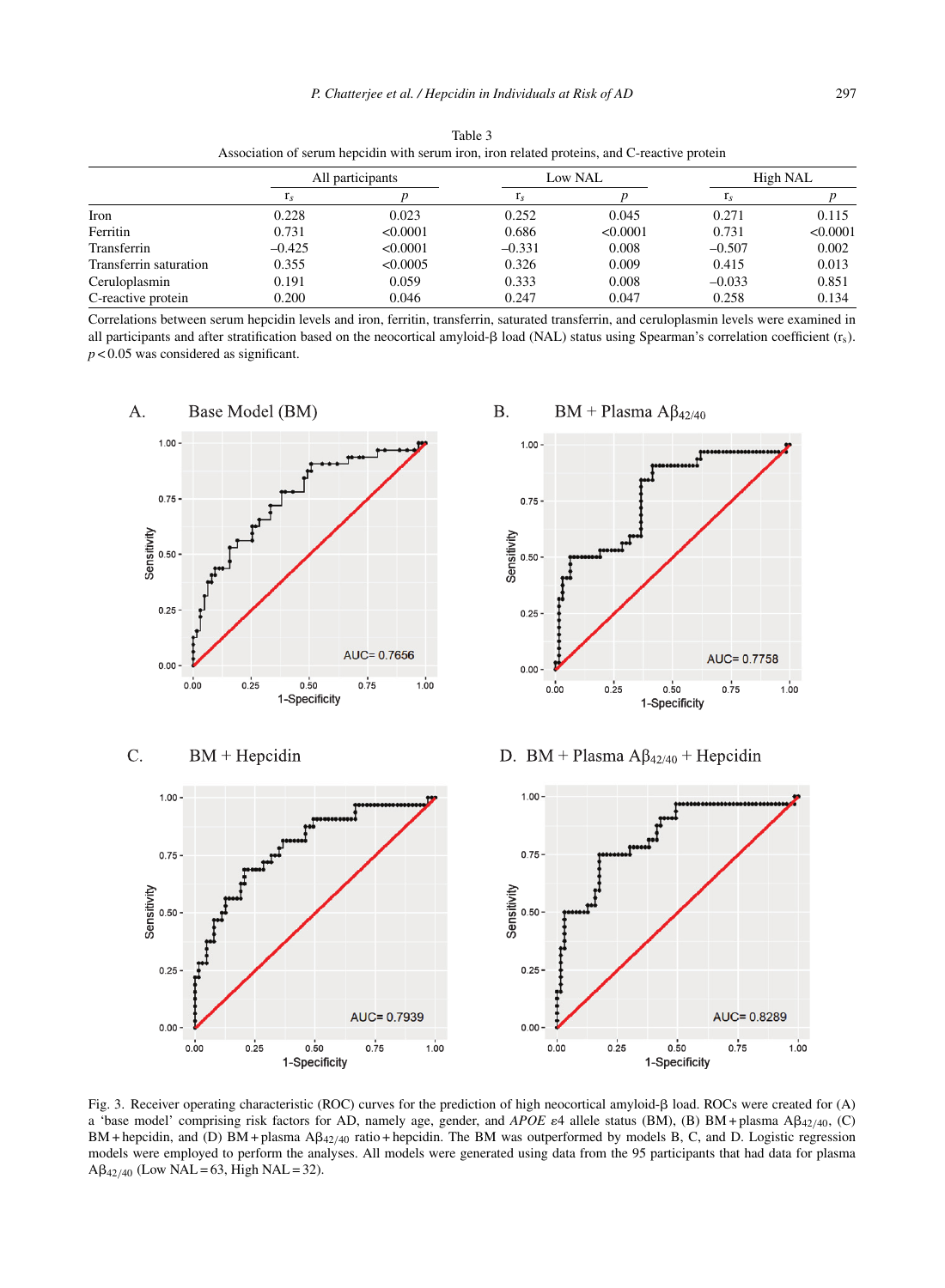Table 3
Association of serum hepcidin with serum iron, iron related proteins, and C-reactive protein

| | All participants | | Low NAL | | High NAL | |
|---|---|---|---|---|---|---|
| | $r_s$ | $p$ | $r_s$ | $p$ | $r_s$ | $p$ |
| Iron | 0.228 | 0.023 | 0.252 | 0.045 | 0.271 | 0.115 |
| Ferritin | 0.731 | <0.0001 | 0.686 | <0.0001 | 0.731 | <0.0001 |
| Transferrin | –0.425 | <0.0001 | –0.331 | 0.008 | –0.507 | 0.002 |
| Transferrin saturation | 0.355 | <0.0005 | 0.326 | 0.009 | 0.415 | 0.013 |
| Ceruloplasmin | 0.191 | 0.059 | 0.333 | 0.008 | –0.033 | 0.851 |
| C-reactive protein | 0.200 | 0.046 | 0.247 | 0.047 | 0.258 | 0.134 |

Correlations between serum hepcidin levels and iron, ferritin, transferrin, saturated transferrin, and ceruloplasmin levels were examined in all participants and after stratification based on the neocortical amyloid-β load (NAL) status using Spearman's correlation coefficient ($r_s$). $p < 0.05$ was considered as significant.

A. Base Model (BM) — AUC= 0.7656

B. BM + Plasma $A\beta_{42/40}$ — AUC= 0.7758

C. BM + Hepcidin — AUC= 0.7939

D. BM + Plasma $A\beta_{42/40}$ + Hepcidin — AUC= 0.8289

Fig. 3. Receiver operating characteristic (ROC) curves for the prediction of high neocortical amyloid-β load. ROCs were created for (A) a 'base model' comprising risk factors for AD, namely age, gender, and *APOE* ε4 allele status (BM), (B) BM + plasma $A\beta_{42/40}$, (C) BM + hepcidin, and (D) BM + plasma $A\beta_{42/40}$ ratio + hepcidin. The BM was outperformed by models B, C, and D. Logistic regression models were employed to perform the analyses. All models were generated using data from the 95 participants that had data for plasma $A\beta_{42/40}$ (Low NAL = 63, High NAL = 32).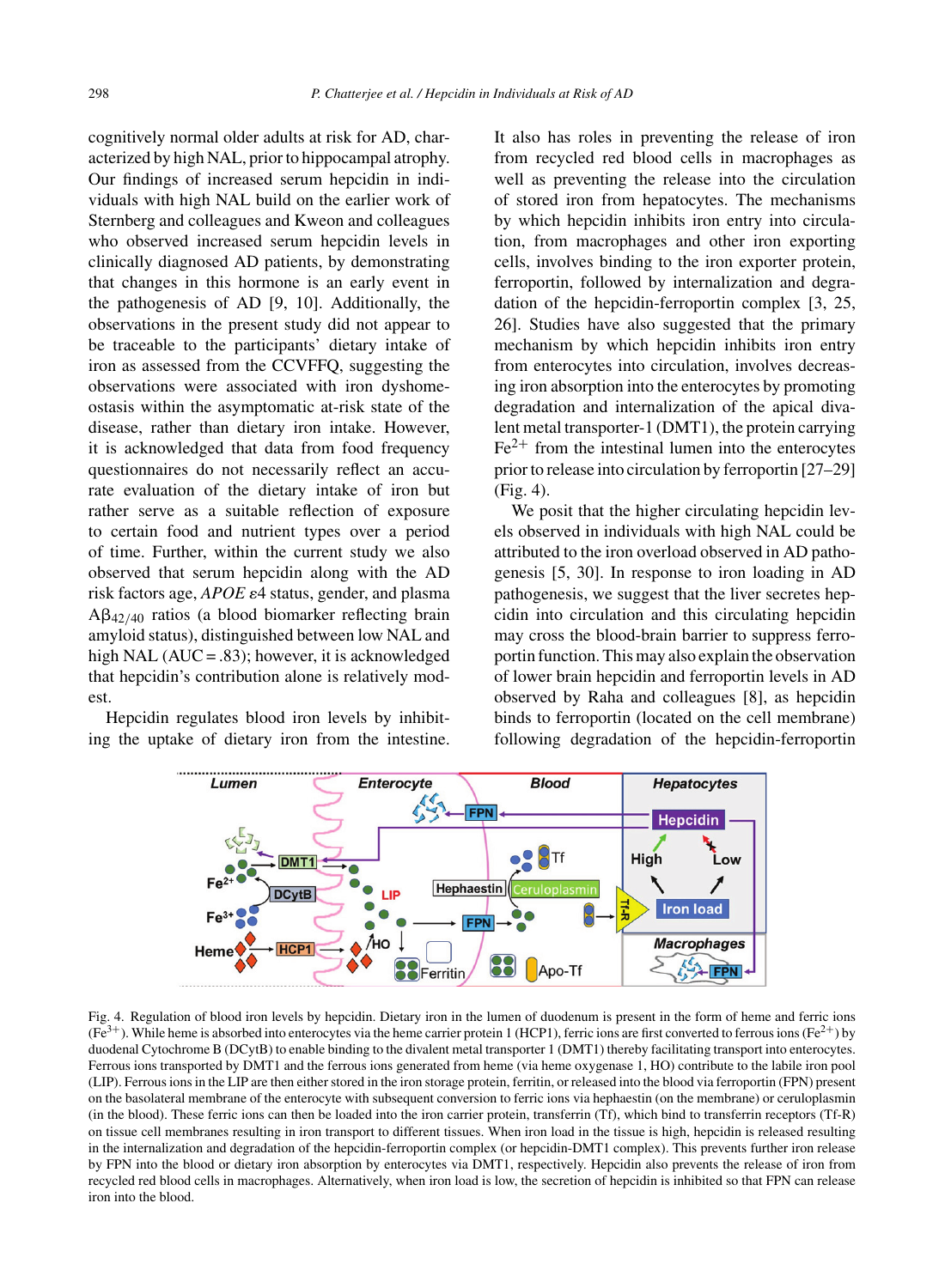cognitively normal older adults at risk for AD, characterized by high NAL, prior to hippocampal atrophy. Our findings of increased serum hepcidin in individuals with high NAL build on the earlier work of Sternberg and colleagues and Kweon and colleagues who observed increased serum hepcidin levels in clinically diagnosed AD patients, by demonstrating that changes in this hormone is an early event in the pathogenesis of AD [9, 10]. Additionally, the observations in the present study did not appear to be traceable to the participants' dietary intake of iron as assessed from the CCVFFQ, suggesting the observations were associated with iron dyshomeostasis within the asymptomatic at-risk state of the disease, rather than dietary iron intake. However, it is acknowledged that data from food frequency questionnaires do not necessarily reflect an accurate evaluation of the dietary intake of iron but rather serve as a suitable reflection of exposure to certain food and nutrient types over a period of time. Further, within the current study we also observed that serum hepcidin along with the AD risk factors age, *APOE* ε4 status, gender, and plasma $A\beta_{42/40}$ ratios (a blood biomarker reflecting brain amyloid status), distinguished between low NAL and high NAL (AUC = .83); however, it is acknowledged that hepcidin's contribution alone is relatively modest.

Hepcidin regulates blood iron levels by inhibiting the uptake of dietary iron from the intestine. It also has roles in preventing the release of iron from recycled red blood cells in macrophages as well as preventing the release into the circulation of stored iron from hepatocytes. The mechanisms by which hepcidin inhibits iron entry into circulation, from macrophages and other iron exporting cells, involves binding to the iron exporter protein, ferroportin, followed by internalization and degradation of the hepcidin-ferroportin complex [3, 25, 26]. Studies have also suggested that the primary mechanism by which hepcidin inhibits iron entry from enterocytes into circulation, involves decreasing iron absorption into the enterocytes by promoting degradation and internalization of the apical divalent metal transporter-1 (DMT1), the protein carrying $Fe^{2+}$ from the intestinal lumen into the enterocytes prior to release into circulation by ferroportin [27–29] (Fig. 4).

We posit that the higher circulating hepcidin levels observed in individuals with high NAL could be attributed to the iron overload observed in AD pathogenesis [5, 30]. In response to iron loading in AD pathogenesis, we suggest that the liver secretes hepcidin into circulation and this circulating hepcidin may cross the blood-brain barrier to suppress ferroportin function. This may also explain the observation of lower brain hepcidin and ferroportin levels in AD observed by Raha and colleagues [8], as hepcidin binds to ferroportin (located on the cell membrane) following degradation of the hepcidin-ferroportin

Fig. 4. Regulation of blood iron levels by hepcidin. Dietary iron in the lumen of duodenum is present in the form of heme and ferric ions ($Fe^{3+}$). While heme is absorbed into enterocytes via the heme carrier protein 1 (HCP1), ferric ions are first converted to ferrous ions ($Fe^{2+}$) by duodenal Cytochrome B (DCytB) to enable binding to the divalent metal transporter 1 (DMT1) thereby facilitating transport into enterocytes. Ferrous ions transported by DMT1 and the ferrous ions generated from heme (via heme oxygenase 1, HO) contribute to the labile iron pool (LIP). Ferrous ions in the LIP are then either stored in the iron storage protein, ferritin, or released into the blood via ferroportin (FPN) present on the basolateral membrane of the enterocyte with subsequent conversion to ferric ions via hephaestin (on the membrane) or ceruloplasmin (in the blood). These ferric ions can then be loaded into the iron carrier protein, transferrin (Tf), which bind to transferrin receptors (Tf-R) on tissue cell membranes resulting in iron transport to different tissues. When iron load in the tissue is high, hepcidin is released resulting in the internalization and degradation of the hepcidin-ferroportin complex (or hepcidin-DMT1 complex). This prevents further iron release by FPN into the blood or dietary iron absorption by enterocytes via DMT1, respectively. Hepcidin also prevents the release of iron from recycled red blood cells in macrophages. Alternatively, when iron load is low, the secretion of hepcidin is inhibited so that FPN can release iron into the blood.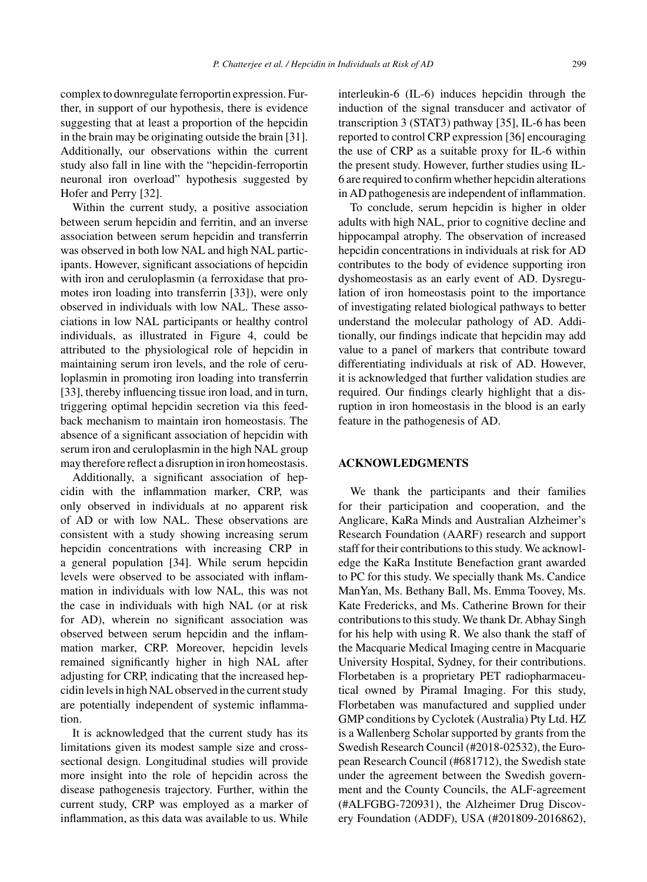complex to downregulate ferroportin expression. Further, in support of our hypothesis, there is evidence suggesting that at least a proportion of the hepcidin in the brain may be originating outside the brain [31]. Additionally, our observations within the current study also fall in line with the "hepcidin-ferroportin neuronal iron overload" hypothesis suggested by Hofer and Perry [32].

Within the current study, a positive association between serum hepcidin and ferritin, and an inverse association between serum hepcidin and transferrin was observed in both low NAL and high NAL participants. However, significant associations of hepcidin with iron and ceruloplasmin (a ferroxidase that promotes iron loading into transferrin [33]), were only observed in individuals with low NAL. These associations in low NAL participants or healthy control individuals, as illustrated in Figure 4, could be attributed to the physiological role of hepcidin in maintaining serum iron levels, and the role of ceruloplasmin in promoting iron loading into transferrin [33], thereby influencing tissue iron load, and in turn, triggering optimal hepcidin secretion via this feedback mechanism to maintain iron homeostasis. The absence of a significant association of hepcidin with serum iron and ceruloplasmin in the high NAL group may therefore reflect a disruption in iron homeostasis.

Additionally, a significant association of hepcidin with the inflammation marker, CRP, was only observed in individuals at no apparent risk of AD or with low NAL. These observations are consistent with a study showing increasing serum hepcidin concentrations with increasing CRP in a general population [34]. While serum hepcidin levels were observed to be associated with inflammation in individuals with low NAL, this was not the case in individuals with high NAL (or at risk for AD), wherein no significant association was observed between serum hepcidin and the inflammation marker, CRP. Moreover, hepcidin levels remained significantly higher in high NAL after adjusting for CRP, indicating that the increased hepcidin levels in high NAL observed in the current study are potentially independent of systemic inflammation.

It is acknowledged that the current study has its limitations given its modest sample size and cross-sectional design. Longitudinal studies will provide more insight into the role of hepcidin across the disease pathogenesis trajectory. Further, within the current study, CRP was employed as a marker of inflammation, as this data was available to us. While interleukin-6 (IL-6) induces hepcidin through the induction of the signal transducer and activator of transcription 3 (STAT3) pathway [35], IL-6 has been reported to control CRP expression [36] encouraging the use of CRP as a suitable proxy for IL-6 within the present study. However, further studies using IL-6 are required to confirm whether hepcidin alterations in AD pathogenesis are independent of inflammation.

To conclude, serum hepcidin is higher in older adults with high NAL, prior to cognitive decline and hippocampal atrophy. The observation of increased hepcidin concentrations in individuals at risk for AD contributes to the body of evidence supporting iron dyshomeostasis as an early event of AD. Dysregulation of iron homeostasis point to the importance of investigating related biological pathways to better understand the molecular pathology of AD. Additionally, our findings indicate that hepcidin may add value to a panel of markers that contribute toward differentiating individuals at risk of AD. However, it is acknowledged that further validation studies are required. Our findings clearly highlight that a disruption in iron homeostasis in the blood is an early feature in the pathogenesis of AD.

## ACKNOWLEDGMENTS

We thank the participants and their families for their participation and cooperation, and the Anglicare, KaRa Minds and Australian Alzheimer's Research Foundation (AARF) research and support staff for their contributions to this study. We acknowledge the KaRa Institute Benefaction grant awarded to PC for this study. We specially thank Ms. Candice ManYan, Ms. Bethany Ball, Ms. Emma Toovey, Ms. Kate Fredericks, and Ms. Catherine Brown for their contributions to this study. We thank Dr. Abhay Singh for his help with using R. We also thank the staff of the Macquarie Medical Imaging centre in Macquarie University Hospital, Sydney, for their contributions. Florbetaben is a proprietary PET radiopharmaceutical owned by Piramal Imaging. For this study, Florbetaben was manufactured and supplied under GMP conditions by Cyclotek (Australia) Pty Ltd. HZ is a Wallenberg Scholar supported by grants from the Swedish Research Council (#2018-02532), the European Research Council (#681712), the Swedish state under the agreement between the Swedish government and the County Councils, the ALF-agreement (#ALFGBG-720931), the Alzheimer Drug Discovery Foundation (ADDF), USA (#201809-2016862),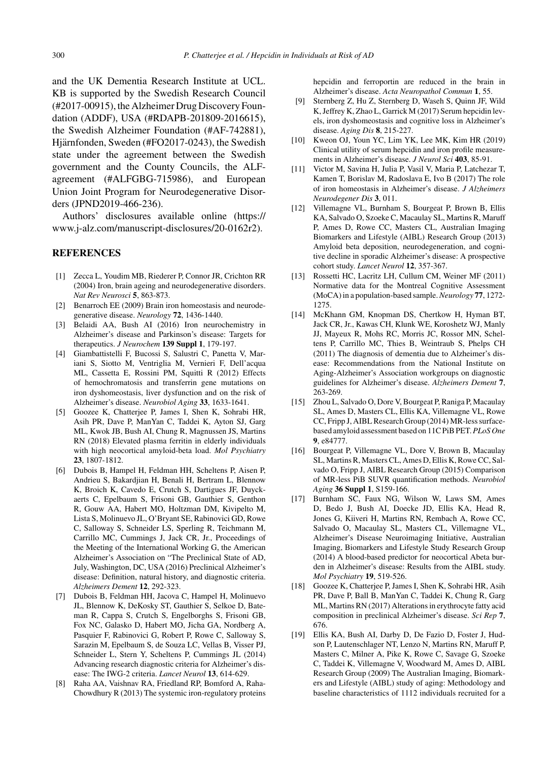and the UK Dementia Research Institute at UCL. KB is supported by the Swedish Research Council (#2017-00915), the Alzheimer Drug Discovery Foundation (ADDF), USA (#RDAPB-201809-2016615), the Swedish Alzheimer Foundation (#AF-742881), Hjärnfonden, Sweden (#FO2017-0243), the Swedish state under the agreement between the Swedish government and the County Councils, the ALF-agreement (#ALFGBG-715986), and European Union Joint Program for Neurodegenerative Disorders (JPND2019-466-236).

Authors' disclosures available online (https://www.j-alz.com/manuscript-disclosures/20-0162r2).

## REFERENCES

[1] Zecca L, Youdim MB, Riederer P, Connor JR, Crichton RR (2004) Iron, brain ageing and neurodegenerative disorders. *Nat Rev Neurosci* **5**, 863-873.

[2] Benarroch EE (2009) Brain iron homeostasis and neurodegenerative disease. *Neurology* **72**, 1436-1440.

[3] Belaidi AA, Bush AI (2016) Iron neurochemistry in Alzheimer's disease and Parkinson's disease: Targets for therapeutics. *J Neurochem* **139 Suppl 1**, 179-197.

[4] Giambattistelli F, Bucossi S, Salustri C, Panetta V, Mariani S, Siotto M, Ventriglia M, Vernieri F, Dell'acqua ML, Cassetta E, Rossini PM, Squitti R (2012) Effects of hemochromatosis and transferrin gene mutations on iron dyshomeostasis, liver dysfunction and on the risk of Alzheimer's disease. *Neurobiol Aging* **33**, 1633-1641.

[5] Goozee K, Chatterjee P, James I, Shen K, Sohrabi HR, Asih PR, Dave P, ManYan C, Taddei K, Ayton SJ, Garg ML, Kwok JB, Bush AI, Chung R, Magnussen JS, Martins RN (2018) Elevated plasma ferritin in elderly individuals with high neocortical amyloid-beta load. *Mol Psychiatry* **23**, 1807-1812.

[6] Dubois B, Hampel H, Feldman HH, Scheltens P, Aisen P, Andrieu S, Bakardjian H, Benali H, Bertram L, Blennow K, Broich K, Cavedo E, Crutch S, Dartigues JF, Duyckaerts C, Epelbaum S, Frisoni GB, Gauthier S, Genthon R, Gouw AA, Habert MO, Holtzman DM, Kivipelto M, Lista S, Molinuevo JL, O'Bryant SE, Rabinovici GD, Rowe C, Salloway S, Schneider LS, Sperling R, Teichmann M, Carrillo MC, Cummings J, Jack CR, Jr., Proceedings of the Meeting of the International Working G, the American Alzheimer's Association on "The Preclinical State of AD, July, Washington, DC, USA (2016) Preclinical Alzheimer's disease: Definition, natural history, and diagnostic criteria. *Alzheimers Dement* **12**, 292-323.

[7] Dubois B, Feldman HH, Jacova C, Hampel H, Molinuevo JL, Blennow K, DeKosky ST, Gauthier S, Selkoe D, Bateman R, Cappa S, Crutch S, Engelborghs S, Frisoni GB, Fox NC, Galasko D, Habert MO, Jicha GA, Nordberg A, Pasquier F, Rabinovici G, Robert P, Rowe C, Salloway S, Sarazin M, Epelbaum S, de Souza LC, Vellas B, Visser PJ, Schneider L, Stern Y, Scheltens P, Cummings JL (2014) Advancing research diagnostic criteria for Alzheimer's disease: The IWG-2 criteria. *Lancet Neurol* **13**, 614-629.

[8] Raha AA, Vaishnav RA, Friedland RP, Bomford A, Raha-Chowdhury R (2013) The systemic iron-regulatory proteins hepcidin and ferroportin are reduced in the brain in Alzheimer's disease. *Acta Neuropathol Commun* **1**, 55.

[9] Sternberg Z, Hu Z, Sternberg D, Waseh S, Quinn JF, Wild K, Jeffrey K, Zhao L, Garrick M (2017) Serum hepcidin levels, iron dyshomeostasis and cognitive loss in Alzheimer's disease. *Aging Dis* **8**, 215-227.

[10] Kweon OJ, Youn YC, Lim YK, Lee MK, Kim HR (2019) Clinical utility of serum hepcidin and iron profile measurements in Alzheimer's disease. *J Neurol Sci* **403**, 85-91.

[11] Victor M, Savina H, Julia P, Vasil V, Maria P, Latchezar T, Kamen T, Borislav M, Radoslava E, Ivo B (2017) The role of iron homeostasis in Alzheimer's disease. *J Alzheimers Neurodegener Dis* **3**, 011.

[12] Villemagne VL, Burnham S, Bourgeat P, Brown B, Ellis KA, Salvado O, Szoeke C, Macaulay SL, Martins R, Maruff P, Ames D, Rowe CC, Masters CL, Australian Imaging Biomarkers and Lifestyle (AIBL) Research Group (2013) Amyloid beta deposition, neurodegeneration, and cognitive decline in sporadic Alzheimer's disease: A prospective cohort study. *Lancet Neurol* **12**, 357-367.

[13] Rossetti HC, Lacritz LH, Cullum CM, Weiner MF (2011) Normative data for the Montreal Cognitive Assessment (MoCA) in a population-based sample. *Neurology* **77**, 1272-1275.

[14] McKhann GM, Knopman DS, Chertkow H, Hyman BT, Jack CR, Jr., Kawas CH, Klunk WE, Koroshetz WJ, Manly JJ, Mayeux R, Mohs RC, Morris JC, Rossor MN, Scheltens P, Carrillo MC, Thies B, Weintraub S, Phelps CH (2011) The diagnosis of dementia due to Alzheimer's disease: Recommendations from the National Institute on Aging-Alzheimer's Association workgroups on diagnostic guidelines for Alzheimer's disease. *Alzheimers Dement* **7**, 263-269.

[15] Zhou L, Salvado O, Dore V, Bourgeat P, Raniga P, Macaulay SL, Ames D, Masters CL, Ellis KA, Villemagne VL, Rowe CC, Fripp J, AIBL Research Group (2014) MR-less surface-based amyloid assessment based on 11C PiB PET. *PLoS One* **9**, e84777.

[16] Bourgeat P, Villemagne VL, Dore V, Brown B, Macaulay SL, Martins R, Masters CL, Ames D, Ellis K, Rowe CC, Salvado O, Fripp J, AIBL Research Group (2015) Comparison of MR-less PiB SUVR quantification methods. *Neurobiol Aging* **36 Suppl 1**, S159-166.

[17] Burnham SC, Faux NG, Wilson W, Laws SM, Ames D, Bedo J, Bush AI, Doecke JD, Ellis KA, Head R, Jones G, Kiiveri H, Martins RN, Rembach A, Rowe CC, Salvado O, Macaulay SL, Masters CL, Villemagne VL, Alzheimer's Disease Neuroimaging Initiative, Australian Imaging, Biomarkers and Lifestyle Study Research Group (2014) A blood-based predictor for neocortical Abeta burden in Alzheimer's disease: Results from the AIBL study. *Mol Psychiatry* **19**, 519-526.

[18] Goozee K, Chatterjee P, James I, Shen K, Sohrabi HR, Asih PR, Dave P, Ball B, ManYan C, Taddei K, Chung R, Garg ML, Martins RN (2017) Alterations in erythrocyte fatty acid composition in preclinical Alzheimer's disease. *Sci Rep* **7**, 676.

[19] Ellis KA, Bush AI, Darby D, De Fazio D, Foster J, Hudson P, Lautenschlager NT, Lenzo N, Martins RN, Maruff P, Masters C, Milner A, Pike K, Rowe C, Savage G, Szoeke C, Taddei K, Villemagne V, Woodward M, Ames D, AIBL Research Group (2009) The Australian Imaging, Biomarkers and Lifestyle (AIBL) study of aging: Methodology and baseline characteristics of 1112 individuals recruited for a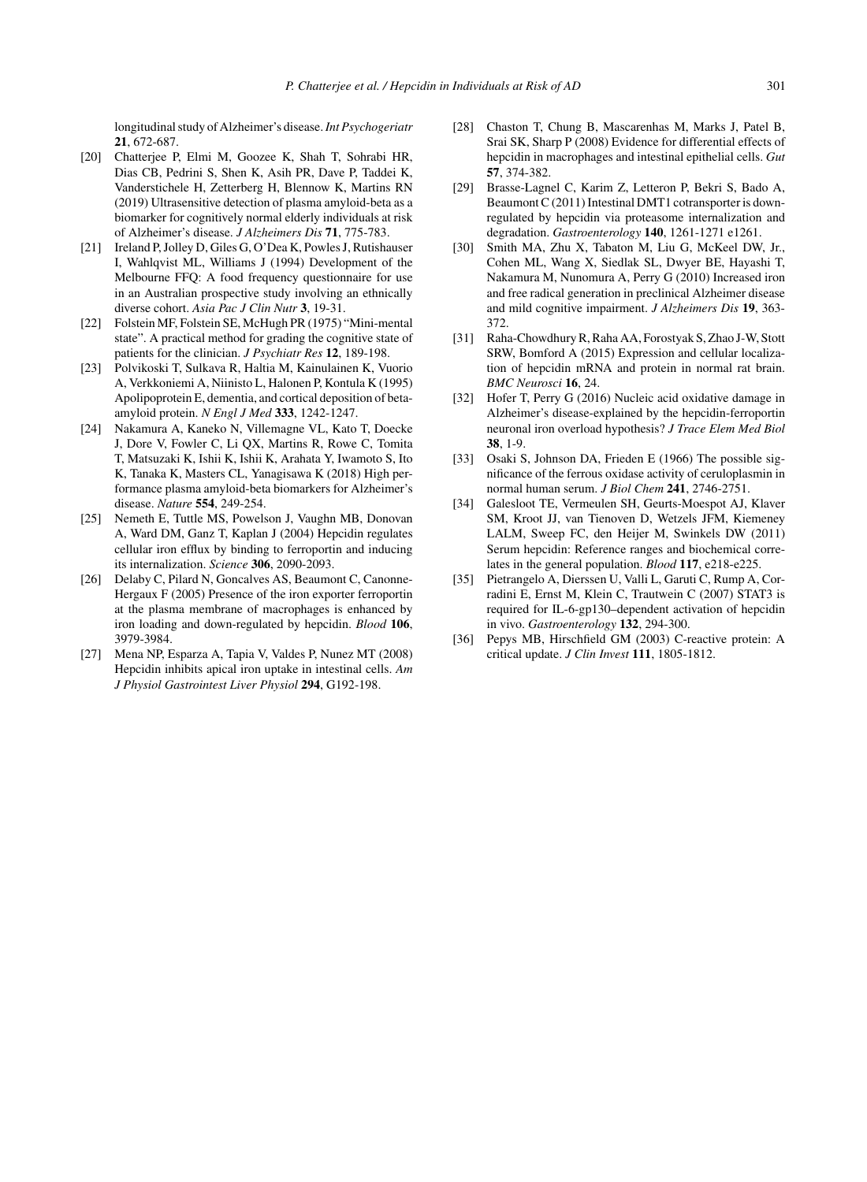longitudinal study of Alzheimer's disease. *Int Psychogeriatr* **21**, 672-687.

[20] Chatterjee P, Elmi M, Goozee K, Shah T, Sohrabi HR, Dias CB, Pedrini S, Shen K, Asih PR, Dave P, Taddei K, Vanderstichele H, Zetterberg H, Blennow K, Martins RN (2019) Ultrasensitive detection of plasma amyloid-beta as a biomarker for cognitively normal elderly individuals at risk of Alzheimer's disease. *J Alzheimers Dis* **71**, 775-783.

[21] Ireland P, Jolley D, Giles G, O'Dea K, Powles J, Rutishauser I, Wahlqvist ML, Williams J (1994) Development of the Melbourne FFQ: A food frequency questionnaire for use in an Australian prospective study involving an ethnically diverse cohort. *Asia Pac J Clin Nutr* **3**, 19-31.

[22] Folstein MF, Folstein SE, McHugh PR (1975) "Mini-mental state". A practical method for grading the cognitive state of patients for the clinician. *J Psychiatr Res* **12**, 189-198.

[23] Polvikoski T, Sulkava R, Haltia M, Kainulainen K, Vuorio A, Verkkoniemi A, Niinisto L, Halonen P, Kontula K (1995) Apolipoprotein E, dementia, and cortical deposition of beta-amyloid protein. *N Engl J Med* **333**, 1242-1247.

[24] Nakamura A, Kaneko N, Villemagne VL, Kato T, Doecke J, Dore V, Fowler C, Li QX, Martins R, Rowe C, Tomita T, Matsuzaki K, Ishii K, Ishii K, Arahata Y, Iwamoto S, Ito K, Tanaka K, Masters CL, Yanagisawa K (2018) High performance plasma amyloid-beta biomarkers for Alzheimer's disease. *Nature* **554**, 249-254.

[25] Nemeth E, Tuttle MS, Powelson J, Vaughn MB, Donovan A, Ward DM, Ganz T, Kaplan J (2004) Hepcidin regulates cellular iron efflux by binding to ferroportin and inducing its internalization. *Science* **306**, 2090-2093.

[26] Delaby C, Pilard N, Goncalves AS, Beaumont C, Canonne-Hergaux F (2005) Presence of the iron exporter ferroportin at the plasma membrane of macrophages is enhanced by iron loading and down-regulated by hepcidin. *Blood* **106**, 3979-3984.

[27] Mena NP, Esparza A, Tapia V, Valdes P, Nunez MT (2008) Hepcidin inhibits apical iron uptake in intestinal cells. *Am J Physiol Gastrointest Liver Physiol* **294**, G192-198.

[28] Chaston T, Chung B, Mascarenhas M, Marks J, Patel B, Srai SK, Sharp P (2008) Evidence for differential effects of hepcidin in macrophages and intestinal epithelial cells. *Gut* **57**, 374-382.

[29] Brasse-Lagnel C, Karim Z, Letteron P, Bekri S, Bado A, Beaumont C (2011) Intestinal DMT1 cotransporter is down-regulated by hepcidin via proteasome internalization and degradation. *Gastroenterology* **140**, 1261-1271 e1261.

[30] Smith MA, Zhu X, Tabaton M, Liu G, McKeel DW, Jr., Cohen ML, Wang X, Siedlak SL, Dwyer BE, Hayashi T, Nakamura M, Nunomura A, Perry G (2010) Increased iron and free radical generation in preclinical Alzheimer disease and mild cognitive impairment. *J Alzheimers Dis* **19**, 363-372.

[31] Raha-Chowdhury R, Raha AA, Forostyak S, Zhao J-W, Stott SRW, Bomford A (2015) Expression and cellular localization of hepcidin mRNA and protein in normal rat brain. *BMC Neurosci* **16**, 24.

[32] Hofer T, Perry G (2016) Nucleic acid oxidative damage in Alzheimer's disease-explained by the hepcidin-ferroportin neuronal iron overload hypothesis? *J Trace Elem Med Biol* **38**, 1-9.

[33] Osaki S, Johnson DA, Frieden E (1966) The possible significance of the ferrous oxidase activity of ceruloplasmin in normal human serum. *J Biol Chem* **241**, 2746-2751.

[34] Galesloot TE, Vermeulen SH, Geurts-Moespot AJ, Klaver SM, Kroot JJ, van Tienoven D, Wetzels JFM, Kiemeney LALM, Sweep FC, den Heijer M, Swinkels DW (2011) Serum hepcidin: Reference ranges and biochemical correlates in the general population. *Blood* **117**, e218-e225.

[35] Pietrangelo A, Dierssen U, Valli L, Garuti C, Rump A, Corradini E, Ernst M, Klein C, Trautwein C (2007) STAT3 is required for IL-6-gp130–dependent activation of hepcidin in vivo. *Gastroenterology* **132**, 294-300.

[36] Pepys MB, Hirschfield GM (2003) C-reactive protein: A critical update. *J Clin Invest* **111**, 1805-1812.